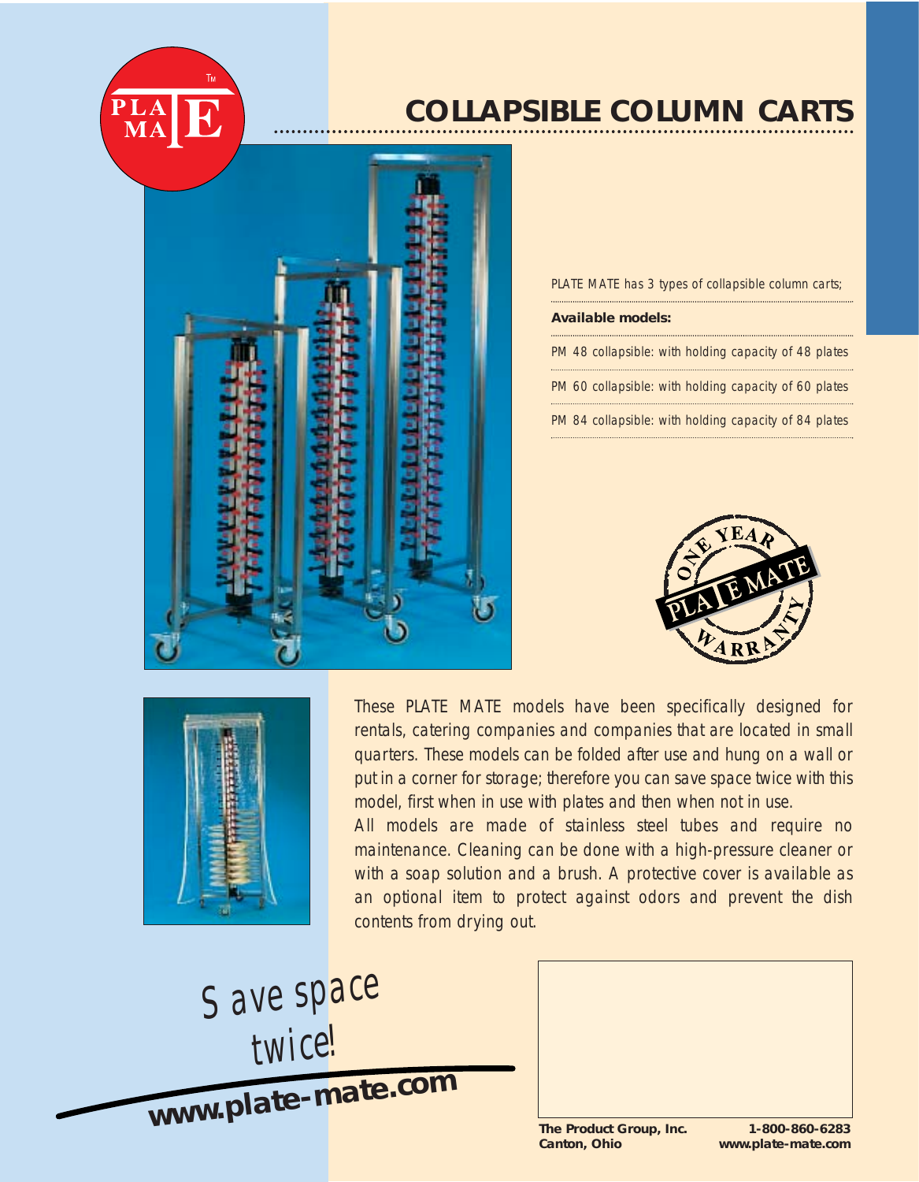# COLLAPSIBLE COLUMN CARTS

PLATE MATE has 3 types of collapsible column carts;

**Available models:**

PM 48 collapsible: with holding capacity of 48 plates

PM 60 collapsible: with holding capacity of 60 plates

PM 84 collapsible: with holding capacity of 84 plates

These PLATE MATE models have been specifically designed for rentals, catering companies and companies that are located in small quarters. These models can be folded after use and hung on a wall or put in a corner for storage; therefore you can save space twice with this model, first when in use with plates and then when not in use.

All models are made of stainless steel tubes and require no maintenance. Cleaning can be done with a high-pressure cleaner or with a soap solution and a brush. A protective cover is available as an optional item to protect against odors and prevent the dish contents from drying out.

Save space twice!

**www.plate-mate.com**

**The Product Group, Inc.**
**Canton, Ohio**

**1-800-860-6283**
**www.plate-mate.com**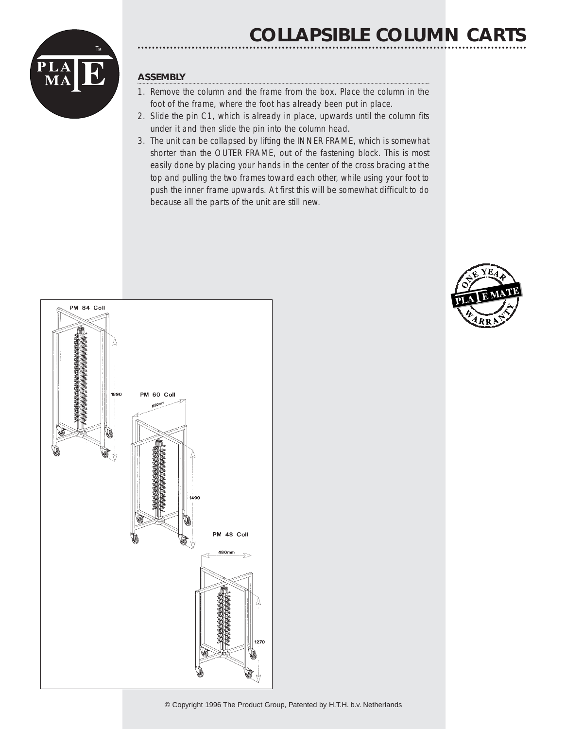# COLLAPSIBLE COLUMN CARTS

## ASSEMBLY

1. Remove the column and the frame from the box. Place the column in the foot of the frame, where the foot has already been put in place.
2. Slide the pin C1, which is already in place, upwards until the column fits under it and then slide the pin into the column head.
3. The unit can be collapsed by lifting the INNER FRAME, which is somewhat shorter than the OUTER FRAME, out of the fastening block. This is most easily done by placing your hands in the center of the cross bracing at the top and pulling the two frames toward each other, while using your foot to push the inner frame upwards. At first this will be somewhat difficult to do because all the parts of the unit are still new.

ONE YEAR PLATEMATE WARRANTY

PM 84 Coll

1890

PM 60 Coll

650mm

1490

PM 48 Coll

480mm

1270

© Copyright 1996 The Product Group, Patented by H.T.H. b.v. Netherlands